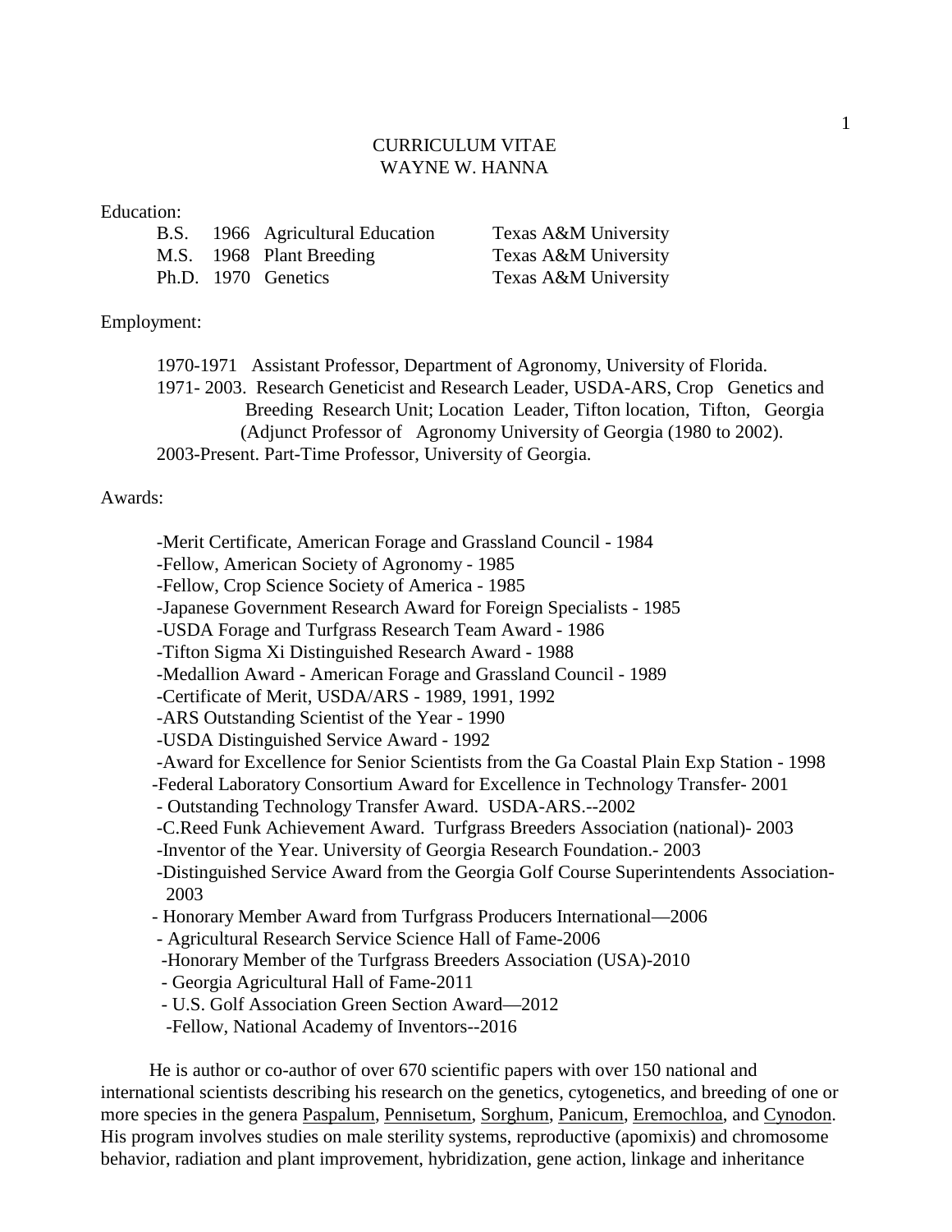# CURRICULUM VITAE
# WAYNE W. HANNA

Education:

| | | | |
|---|---|---|---|
| B.S. | 1966 | Agricultural Education | Texas A&M University |
| M.S. | 1968 | Plant Breeding | Texas A&M University |
| Ph.D. | 1970 | Genetics | Texas A&M University |

Employment:

1970-1971 Assistant Professor, Department of Agronomy, University of Florida.
1971- 2003. Research Geneticist and Research Leader, USDA-ARS, Crop Genetics and Breeding Research Unit; Location Leader, Tifton location, Tifton, Georgia (Adjunct Professor of Agronomy University of Georgia (1980 to 2002).
2003-Present. Part-Time Professor, University of Georgia.

Awards:

- Merit Certificate, American Forage and Grassland Council - 1984
- Fellow, American Society of Agronomy - 1985
- Fellow, Crop Science Society of America - 1985
- Japanese Government Research Award for Foreign Specialists - 1985
- USDA Forage and Turfgrass Research Team Award - 1986
- Tifton Sigma Xi Distinguished Research Award - 1988
- Medallion Award - American Forage and Grassland Council - 1989
- Certificate of Merit, USDA/ARS - 1989, 1991, 1992
- ARS Outstanding Scientist of the Year - 1990
- USDA Distinguished Service Award - 1992
- Award for Excellence for Senior Scientists from the Ga Coastal Plain Exp Station - 1998
- Federal Laboratory Consortium Award for Excellence in Technology Transfer- 2001
- Outstanding Technology Transfer Award. USDA-ARS.--2002
- C.Reed Funk Achievement Award. Turfgrass Breeders Association (national)- 2003
- Inventor of the Year. University of Georgia Research Foundation.- 2003
- Distinguished Service Award from the Georgia Golf Course Superintendents Association- 2003
- Honorary Member Award from Turfgrass Producers International—2006
- Agricultural Research Service Science Hall of Fame-2006
- Honorary Member of the Turfgrass Breeders Association (USA)-2010
- Georgia Agricultural Hall of Fame-2011
- U.S. Golf Association Green Section Award—2012
- Fellow, National Academy of Inventors--2016

He is author or co-author of over 670 scientific papers with over 150 national and international scientists describing his research on the genetics, cytogenetics, and breeding of one or more species in the genera Paspalum, Pennisetum, Sorghum, Panicum, Eremochloa, and Cynodon. His program involves studies on male sterility systems, reproductive (apomixis) and chromosome behavior, radiation and plant improvement, hybridization, gene action, linkage and inheritance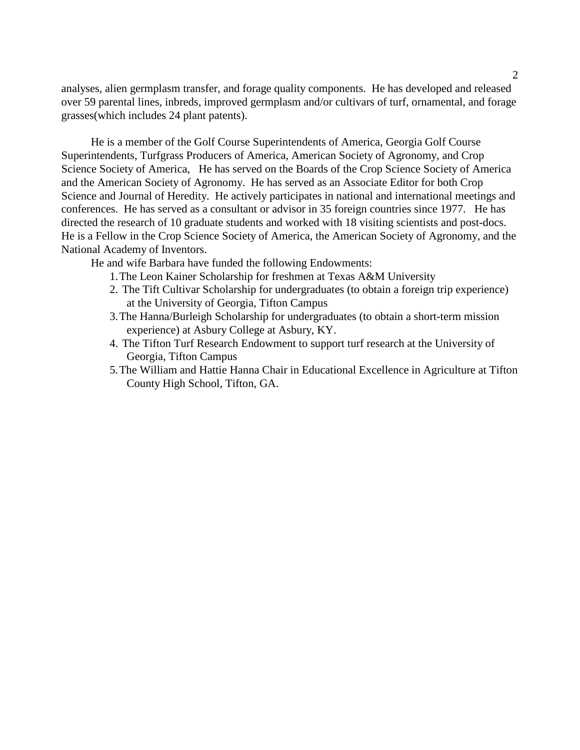analyses, alien germplasm transfer, and forage quality components. He has developed and released over 59 parental lines, inbreds, improved germplasm and/or cultivars of turf, ornamental, and forage grasses(which includes 24 plant patents).

He is a member of the Golf Course Superintendents of America, Georgia Golf Course Superintendents, Turfgrass Producers of America, American Society of Agronomy, and Crop Science Society of America, He has served on the Boards of the Crop Science Society of America and the American Society of Agronomy. He has served as an Associate Editor for both Crop Science and Journal of Heredity. He actively participates in national and international meetings and conferences. He has served as a consultant or advisor in 35 foreign countries since 1977. He has directed the research of 10 graduate students and worked with 18 visiting scientists and post-docs. He is a Fellow in the Crop Science Society of America, the American Society of Agronomy, and the National Academy of Inventors.

He and wife Barbara have funded the following Endowments:

1. The Leon Kainer Scholarship for freshmen at Texas A&M University
2. The Tift Cultivar Scholarship for undergraduates (to obtain a foreign trip experience) at the University of Georgia, Tifton Campus
3. The Hanna/Burleigh Scholarship for undergraduates (to obtain a short-term mission experience) at Asbury College at Asbury, KY.
4. The Tifton Turf Research Endowment to support turf research at the University of Georgia, Tifton Campus
5. The William and Hattie Hanna Chair in Educational Excellence in Agriculture at Tifton County High School, Tifton, GA.